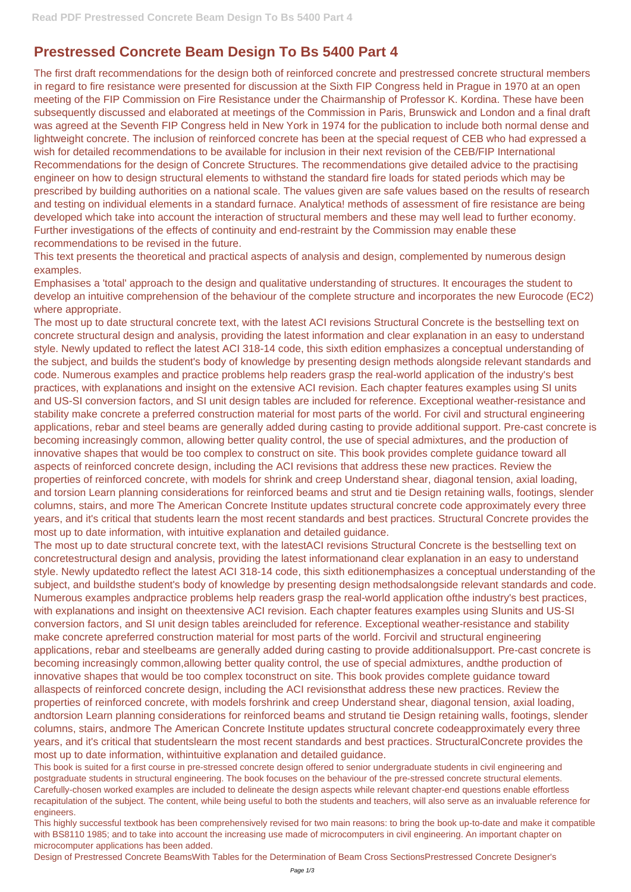# Prestressed Concrete Beam Design To Bs 5400 Part 4

The first draft recommendations for the design both of reinforced concrete and prestressed concrete structural members in regard to fire resistance were presented for discussion at the Sixth FIP Congress held in Prague in 1970 at an open meeting of the FIP Commission on Fire Resistance under the Chairmanship of Professor K. Kordina. These have been subsequently discussed and elaborated at meetings of the Commission in Paris, Brunswick and London and a final draft was agreed at the Seventh FIP Congress held in New York in 1974 for the publication to include both normal dense and lightweight concrete. The inclusion of reinforced concrete has been at the special request of CEB who had expressed a wish for detailed recommendations to be available for inclusion in their next revision of the CEB/FIP International Recommendations for the design of Concrete Structures. The recommendations give detailed advice to the practising engineer on how to design structural elements to withstand the standard fire loads for stated periods which may be prescribed by building authorities on a national scale. The values given are safe values based on the results of research and testing on individual elements in a standard furnace. Analytica! methods of assessment of fire resistance are being developed which take into account the interaction of structural members and these may well lead to further economy. Further investigations of the effects of continuity and end-restraint by the Commission may enable these recommendations to be revised in the future.

This text presents the theoretical and practical aspects of analysis and design, complemented by numerous design examples.

Emphasises a 'total' approach to the design and qualitative understanding of structures. It encourages the student to develop an intuitive comprehension of the behaviour of the complete structure and incorporates the new Eurocode (EC2) where appropriate.

The most up to date structural concrete text, with the latest ACI revisions Structural Concrete is the bestselling text on concrete structural design and analysis, providing the latest information and clear explanation in an easy to understand style. Newly updated to reflect the latest ACI 318-14 code, this sixth edition emphasizes a conceptual understanding of the subject, and builds the student's body of knowledge by presenting design methods alongside relevant standards and code. Numerous examples and practice problems help readers grasp the real-world application of the industry's best practices, with explanations and insight on the extensive ACI revision. Each chapter features examples using SI units and US-SI conversion factors, and SI unit design tables are included for reference. Exceptional weather-resistance and stability make concrete a preferred construction material for most parts of the world. For civil and structural engineering applications, rebar and steel beams are generally added during casting to provide additional support. Pre-cast concrete is becoming increasingly common, allowing better quality control, the use of special admixtures, and the production of innovative shapes that would be too complex to construct on site. This book provides complete guidance toward all aspects of reinforced concrete design, including the ACI revisions that address these new practices. Review the properties of reinforced concrete, with models for shrink and creep Understand shear, diagonal tension, axial loading, and torsion Learn planning considerations for reinforced beams and strut and tie Design retaining walls, footings, slender columns, stairs, and more The American Concrete Institute updates structural concrete code approximately every three years, and it's critical that students learn the most recent standards and best practices. Structural Concrete provides the most up to date information, with intuitive explanation and detailed guidance.

The most up to date structural concrete text, with the latestACI revisions Structural Concrete is the bestselling text on concretestructural design and analysis, providing the latest informationand clear explanation in an easy to understand style. Newly updatedto reflect the latest ACI 318-14 code, this sixth editionemphasizes a conceptual understanding of the subject, and buildsthe student's body of knowledge by presenting design methodsalongside relevant standards and code. Numerous examples andpractice problems help readers grasp the real-world application ofthe industry's best practices, with explanations and insight on theextensive ACI revision. Each chapter features examples using SIunits and US-SI conversion factors, and SI unit design tables areincluded for reference. Exceptional weather-resistance and stability make concrete apreferred construction material for most parts of the world. Forcivil and structural engineering applications, rebar and steelbeams are generally added during casting to provide additionalsupport. Pre-cast concrete is becoming increasingly common,allowing better quality control, the use of special admixtures, andthe production of innovative shapes that would be too complex toconstruct on site. This book provides complete guidance toward allaspects of reinforced concrete design, including the ACI revisionsthat address these new practices. Review the properties of reinforced concrete, with models forshrink and creep Understand shear, diagonal tension, axial loading, andtorsion Learn planning considerations for reinforced beams and strutand tie Design retaining walls, footings, slender columns, stairs, andmore The American Concrete Institute updates structural concrete codeapproximately every three years, and it's critical that studentslearn the most recent standards and best practices. StructuralConcrete provides the most up to date information, withintuitive explanation and detailed guidance.

This book is suited for a first course in pre-stressed concrete design offered to senior undergraduate students in civil engineering and postgraduate students in structural engineering. The book focuses on the behaviour of the pre-stressed concrete structural elements. Carefully-chosen worked examples are included to delineate the design aspects while relevant chapter-end questions enable effortless recapitulation of the subject. The content, while being useful to both the students and teachers, will also serve as an invaluable reference for engineers.

This highly successful textbook has been comprehensively revised for two main reasons: to bring the book up-to-date and make it compatible with BS8110 1985; and to take into account the increasing use made of microcomputers in civil engineering. An important chapter on microcomputer applications has been added.

Design of Prestressed Concrete BeamsWith Tables for the Determination of Beam Cross SectionsPrestressed Concrete Designer's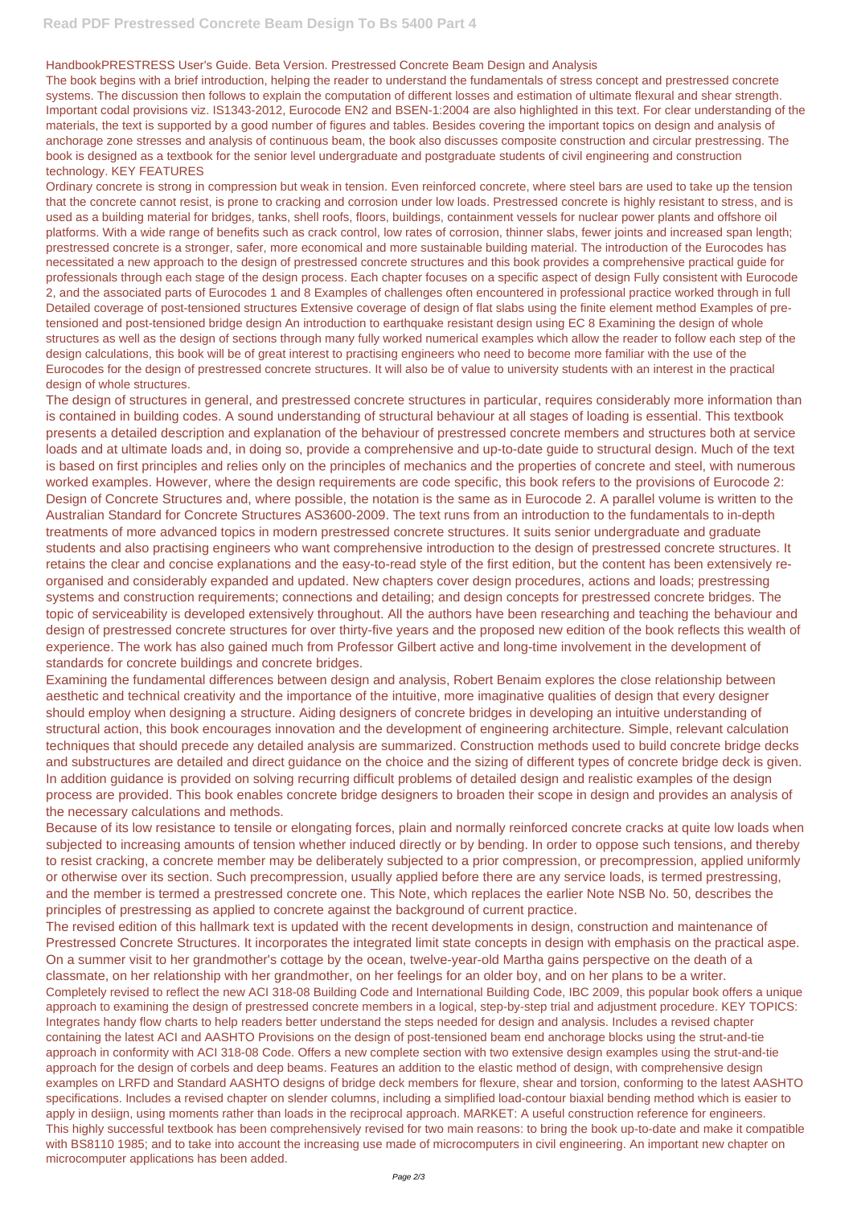HandbookPRESTRESS User's Guide. Beta Version. Prestressed Concrete Beam Design and Analysis

The book begins with a brief introduction, helping the reader to understand the fundamentals of stress concept and prestressed concrete systems. The discussion then follows to explain the computation of different losses and estimation of ultimate flexural and shear strength. Important codal provisions viz. IS1343-2012, Eurocode EN2 and BSEN-1:2004 are also highlighted in this text. For clear understanding of the materials, the text is supported by a good number of figures and tables. Besides covering the important topics on design and analysis of anchorage zone stresses and analysis of continuous beam, the book also discusses composite construction and circular prestressing. The book is designed as a textbook for the senior level undergraduate and postgraduate students of civil engineering and construction technology. KEY FEATURES

Ordinary concrete is strong in compression but weak in tension. Even reinforced concrete, where steel bars are used to take up the tension that the concrete cannot resist, is prone to cracking and corrosion under low loads. Prestressed concrete is highly resistant to stress, and is used as a building material for bridges, tanks, shell roofs, floors, buildings, containment vessels for nuclear power plants and offshore oil platforms. With a wide range of benefits such as crack control, low rates of corrosion, thinner slabs, fewer joints and increased span length; prestressed concrete is a stronger, safer, more economical and more sustainable building material. The introduction of the Eurocodes has necessitated a new approach to the design of prestressed concrete structures and this book provides a comprehensive practical guide for professionals through each stage of the design process. Each chapter focuses on a specific aspect of design Fully consistent with Eurocode 2, and the associated parts of Eurocodes 1 and 8 Examples of challenges often encountered in professional practice worked through in full Detailed coverage of post-tensioned structures Extensive coverage of design of flat slabs using the finite element method Examples of pre-tensioned and post-tensioned bridge design An introduction to earthquake resistant design using EC 8 Examining the design of whole structures as well as the design of sections through many fully worked numerical examples which allow the reader to follow each step of the design calculations, this book will be of great interest to practising engineers who need to become more familiar with the use of the Eurocodes for the design of prestressed concrete structures. It will also be of value to university students with an interest in the practical design of whole structures.

The design of structures in general, and prestressed concrete structures in particular, requires considerably more information than is contained in building codes. A sound understanding of structural behaviour at all stages of loading is essential. This textbook presents a detailed description and explanation of the behaviour of prestressed concrete members and structures both at service loads and at ultimate loads and, in doing so, provide a comprehensive and up-to-date guide to structural design. Much of the text is based on first principles and relies only on the principles of mechanics and the properties of concrete and steel, with numerous worked examples. However, where the design requirements are code specific, this book refers to the provisions of Eurocode 2: Design of Concrete Structures and, where possible, the notation is the same as in Eurocode 2. A parallel volume is written to the Australian Standard for Concrete Structures AS3600-2009. The text runs from an introduction to the fundamentals to in-depth treatments of more advanced topics in modern prestressed concrete structures. It suits senior undergraduate and graduate students and also practising engineers who want comprehensive introduction to the design of prestressed concrete structures. It retains the clear and concise explanations and the easy-to-read style of the first edition, but the content has been extensively re-organised and considerably expanded and updated. New chapters cover design procedures, actions and loads; prestressing systems and construction requirements; connections and detailing; and design concepts for prestressed concrete bridges. The topic of serviceability is developed extensively throughout. All the authors have been researching and teaching the behaviour and design of prestressed concrete structures for over thirty-five years and the proposed new edition of the book reflects this wealth of experience. The work has also gained much from Professor Gilbert active and long-time involvement in the development of standards for concrete buildings and concrete bridges.

Examining the fundamental differences between design and analysis, Robert Benaim explores the close relationship between aesthetic and technical creativity and the importance of the intuitive, more imaginative qualities of design that every designer should employ when designing a structure. Aiding designers of concrete bridges in developing an intuitive understanding of structural action, this book encourages innovation and the development of engineering architecture. Simple, relevant calculation techniques that should precede any detailed analysis are summarized. Construction methods used to build concrete bridge decks and substructures are detailed and direct guidance on the choice and the sizing of different types of concrete bridge deck is given. In addition guidance is provided on solving recurring difficult problems of detailed design and realistic examples of the design process are provided. This book enables concrete bridge designers to broaden their scope in design and provides an analysis of the necessary calculations and methods.

Because of its low resistance to tensile or elongating forces, plain and normally reinforced concrete cracks at quite low loads when subjected to increasing amounts of tension whether induced directly or by bending. In order to oppose such tensions, and thereby to resist cracking, a concrete member may be deliberately subjected to a prior compression, or precompression, applied uniformly or otherwise over its section. Such precompression, usually applied before there are any service loads, is termed prestressing, and the member is termed a prestressed concrete one. This Note, which replaces the earlier Note NSB No. 50, describes the principles of prestressing as applied to concrete against the background of current practice.

The revised edition of this hallmark text is updated with the recent developments in design, construction and maintenance of Prestressed Concrete Structures. It incorporates the integrated limit state concepts in design with emphasis on the practical aspe.

On a summer visit to her grandmother's cottage by the ocean, twelve-year-old Martha gains perspective on the death of a classmate, on her relationship with her grandmother, on her feelings for an older boy, and on her plans to be a writer.

Completely revised to reflect the new ACI 318-08 Building Code and International Building Code, IBC 2009, this popular book offers a unique approach to examining the design of prestressed concrete members in a logical, step-by-step trial and adjustment procedure. KEY TOPICS: Integrates handy flow charts to help readers better understand the steps needed for design and analysis. Includes a revised chapter containing the latest ACI and AASHTO Provisions on the design of post-tensioned beam end anchorage blocks using the strut-and-tie approach in conformity with ACI 318-08 Code. Offers a new complete section with two extensive design examples using the strut-and-tie approach for the design of corbels and deep beams. Features an addition to the elastic method of design, with comprehensive design examples on LRFD and Standard AASHTO designs of bridge deck members for flexure, shear and torsion, conforming to the latest AASHTO specifications. Includes a revised chapter on slender columns, including a simplified load-contour biaxial bending method which is easier to apply in desiign, using moments rather than loads in the reciprocal approach. MARKET: A useful construction reference for engineers.

This highly successful textbook has been comprehensively revised for two main reasons: to bring the book up-to-date and make it compatible with BS8110 1985; and to take into account the increasing use made of microcomputers in civil engineering. An important new chapter on microcomputer applications has been added.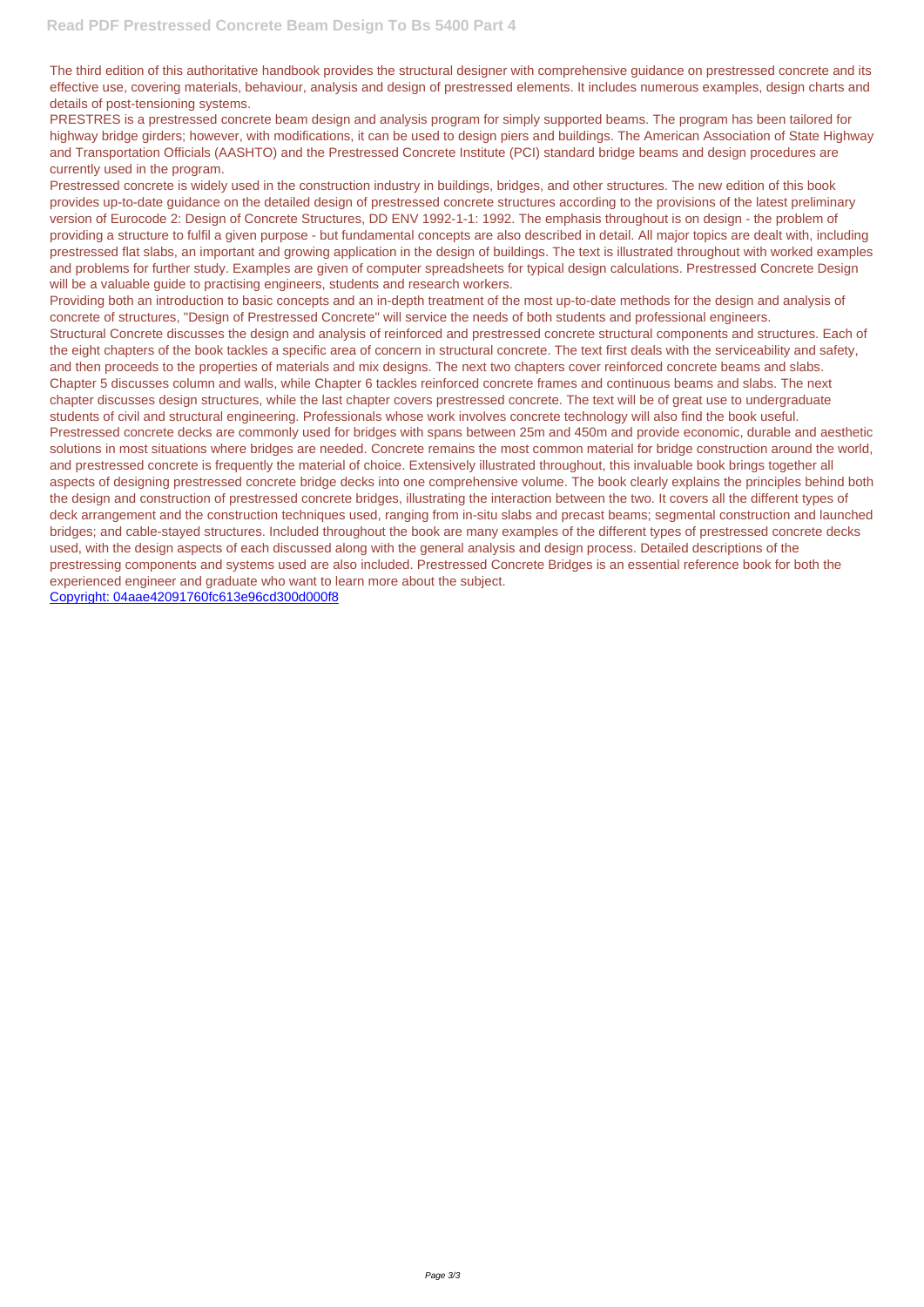The third edition of this authoritative handbook provides the structural designer with comprehensive guidance on prestressed concrete and its effective use, covering materials, behaviour, analysis and design of prestressed elements. It includes numerous examples, design charts and details of post-tensioning systems.

PRESTRES is a prestressed concrete beam design and analysis program for simply supported beams. The program has been tailored for highway bridge girders; however, with modifications, it can be used to design piers and buildings. The American Association of State Highway and Transportation Officials (AASHTO) and the Prestressed Concrete Institute (PCI) standard bridge beams and design procedures are currently used in the program.

Prestressed concrete is widely used in the construction industry in buildings, bridges, and other structures. The new edition of this book provides up-to-date guidance on the detailed design of prestressed concrete structures according to the provisions of the latest preliminary version of Eurocode 2: Design of Concrete Structures, DD ENV 1992-1-1: 1992. The emphasis throughout is on design - the problem of providing a structure to fulfil a given purpose - but fundamental concepts are also described in detail. All major topics are dealt with, including prestressed flat slabs, an important and growing application in the design of buildings. The text is illustrated throughout with worked examples and problems for further study. Examples are given of computer spreadsheets for typical design calculations. Prestressed Concrete Design will be a valuable guide to practising engineers, students and research workers.

Providing both an introduction to basic concepts and an in-depth treatment of the most up-to-date methods for the design and analysis of concrete of structures, "Design of Prestressed Concrete" will service the needs of both students and professional engineers.

Structural Concrete discusses the design and analysis of reinforced and prestressed concrete structural components and structures. Each of the eight chapters of the book tackles a specific area of concern in structural concrete. The text first deals with the serviceability and safety, and then proceeds to the properties of materials and mix designs. The next two chapters cover reinforced concrete beams and slabs. Chapter 5 discusses column and walls, while Chapter 6 tackles reinforced concrete frames and continuous beams and slabs. The next chapter discusses design structures, while the last chapter covers prestressed concrete. The text will be of great use to undergraduate students of civil and structural engineering. Professionals whose work involves concrete technology will also find the book useful.

Prestressed concrete decks are commonly used for bridges with spans between 25m and 450m and provide economic, durable and aesthetic solutions in most situations where bridges are needed. Concrete remains the most common material for bridge construction around the world, and prestressed concrete is frequently the material of choice. Extensively illustrated throughout, this invaluable book brings together all aspects of designing prestressed concrete bridge decks into one comprehensive volume. The book clearly explains the principles behind both the design and construction of prestressed concrete bridges, illustrating the interaction between the two. It covers all the different types of deck arrangement and the construction techniques used, ranging from in-situ slabs and precast beams; segmental construction and launched bridges; and cable-stayed structures. Included throughout the book are many examples of the different types of prestressed concrete decks used, with the design aspects of each discussed along with the general analysis and design process. Detailed descriptions of the prestressing components and systems used are also included. Prestressed Concrete Bridges is an essential reference book for both the experienced engineer and graduate who want to learn more about the subject.

Copyright: 04aae42091760fc613e96cd300d000f8